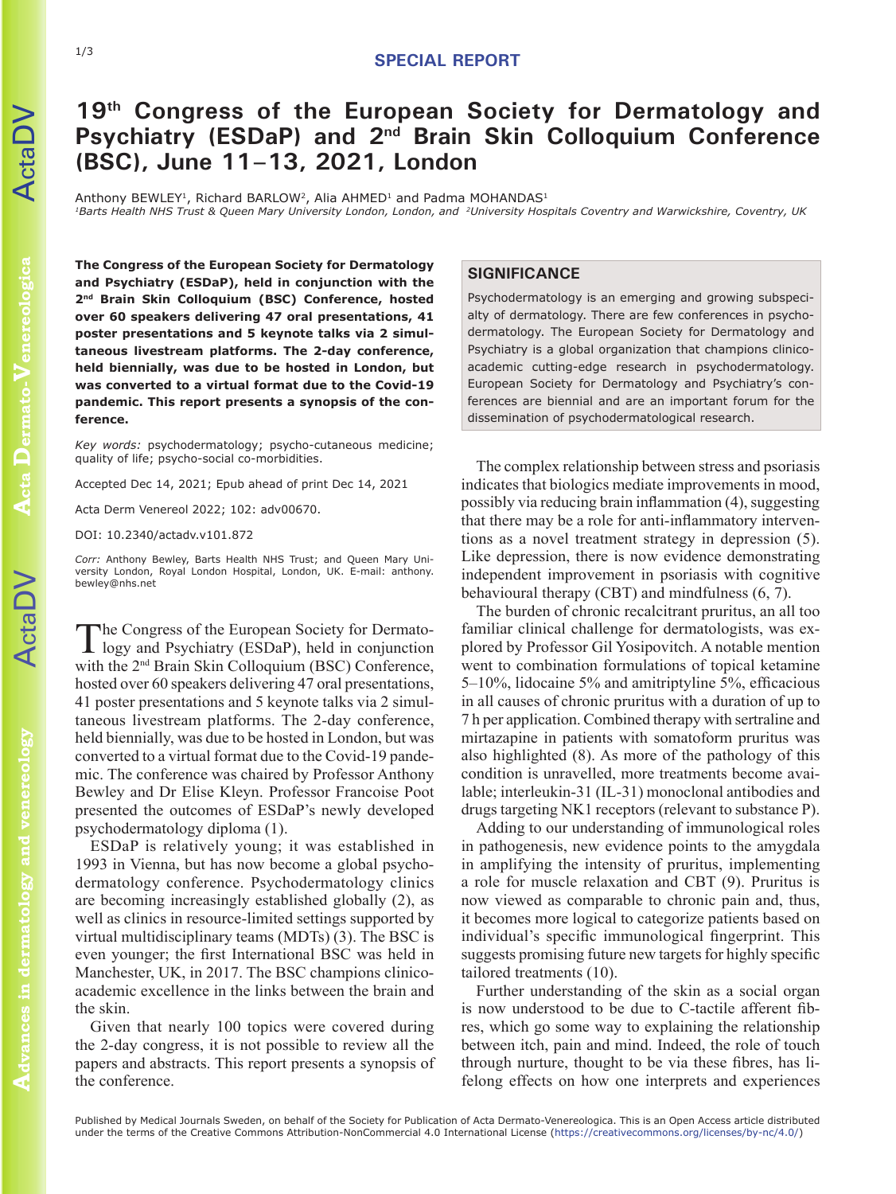**SPECIAL REPORT**

# 19th Congress of the European Society for Dermatology and Psychiatry (ESDaP) and 2nd Brain Skin Colloquium Conference (BSC), June 11–13, 2021, London

Anthony BEWLEY[1], Richard BARLOW[2], Alia AHMED[1] and Padma MOHANDAS[1]

[1]Barts Health NHS Trust & Queen Mary University London, London, and [2]University Hospitals Coventry and Warwickshire, Coventry, UK

**The Congress of the European Society for Dermatology and Psychiatry (ESDaP), held in conjunction with the 2nd Brain Skin Colloquium (BSC) Conference, hosted over 60 speakers delivering 47 oral presentations, 41 poster presentations and 5 keynote talks via 2 simultaneous livestream platforms. The 2-day conference, held biennially, was due to be hosted in London, but was converted to a virtual format due to the Covid-19 pandemic. This report presents a synopsis of the conference.**

*Key words:* psychodermatology; psycho-cutaneous medicine; quality of life; psycho-social co-morbidities.

Accepted Dec 14, 2021; Epub ahead of print Dec 14, 2021

Acta Derm Venereol 2022; 102: adv00670.

DOI: 10.2340/actadv.v101.872

*Corr:* Anthony Bewley, Barts Health NHS Trust; and Queen Mary University London, Royal London Hospital, London, UK. E-mail: anthony.bewley@nhs.net

## SIGNIFICANCE

Psychodermatology is an emerging and growing subspecialty of dermatology. There are few conferences in psychodermatology. The European Society for Dermatology and Psychiatry is a global organization that champions clinicoacademic cutting-edge research in psychodermatology. European Society for Dermatology and Psychiatry's conferences are biennial and are an important forum for the dissemination of psychodermatological research.

The Congress of the European Society for Dermatology and Psychiatry (ESDaP), held in conjunction with the 2nd Brain Skin Colloquium (BSC) Conference, hosted over 60 speakers delivering 47 oral presentations, 41 poster presentations and 5 keynote talks via 2 simultaneous livestream platforms. The 2-day conference, held biennially, was due to be hosted in London, but was converted to a virtual format due to the Covid-19 pandemic. The conference was chaired by Professor Anthony Bewley and Dr Elise Kleyn. Professor Francoise Poot presented the outcomes of ESDaP's newly developed psychodermatology diploma (1).

ESDaP is relatively young; it was established in 1993 in Vienna, but has now become a global psychodermatology conference. Psychodermatology clinics are becoming increasingly established globally (2), as well as clinics in resource-limited settings supported by virtual multidisciplinary teams (MDTs) (3). The BSC is even younger; the first International BSC was held in Manchester, UK, in 2017. The BSC champions clinicoacademic excellence in the links between the brain and the skin.

Given that nearly 100 topics were covered during the 2-day congress, it is not possible to review all the papers and abstracts. This report presents a synopsis of the conference.

The complex relationship between stress and psoriasis indicates that biologics mediate improvements in mood, possibly via reducing brain inflammation (4), suggesting that there may be a role for anti-inflammatory interventions as a novel treatment strategy in depression (5). Like depression, there is now evidence demonstrating independent improvement in psoriasis with cognitive behavioural therapy (CBT) and mindfulness (6, 7).

The burden of chronic recalcitrant pruritus, an all too familiar clinical challenge for dermatologists, was explored by Professor Gil Yosipovitch. A notable mention went to combination formulations of topical ketamine 5–10%, lidocaine 5% and amitriptyline 5%, efficacious in all causes of chronic pruritus with a duration of up to 7 h per application. Combined therapy with sertraline and mirtazapine in patients with somatoform pruritus was also highlighted (8). As more of the pathology of this condition is unravelled, more treatments become available; interleukin-31 (IL-31) monoclonal antibodies and drugs targeting NK1 receptors (relevant to substance P).

Adding to our understanding of immunological roles in pathogenesis, new evidence points to the amygdala in amplifying the intensity of pruritus, implementing a role for muscle relaxation and CBT (9). Pruritus is now viewed as comparable to chronic pain and, thus, it becomes more logical to categorize patients based on individual's specific immunological fingerprint. This suggests promising future new targets for highly specific tailored treatments (10).

Further understanding of the skin as a social organ is now understood to be due to C-tactile afferent fibres, which go some way to explaining the relationship between itch, pain and mind. Indeed, the role of touch through nurture, thought to be via these fibres, has lifelong effects on how one interprets and experiences

Published by Medical Journals Sweden, on behalf of the Society for Publication of Acta Dermato-Venereologica. This is an Open Access article distributed under the terms of the Creative Commons Attribution-NonCommercial 4.0 International License (https://creativecommons.org/licenses/by-nc/4.0/)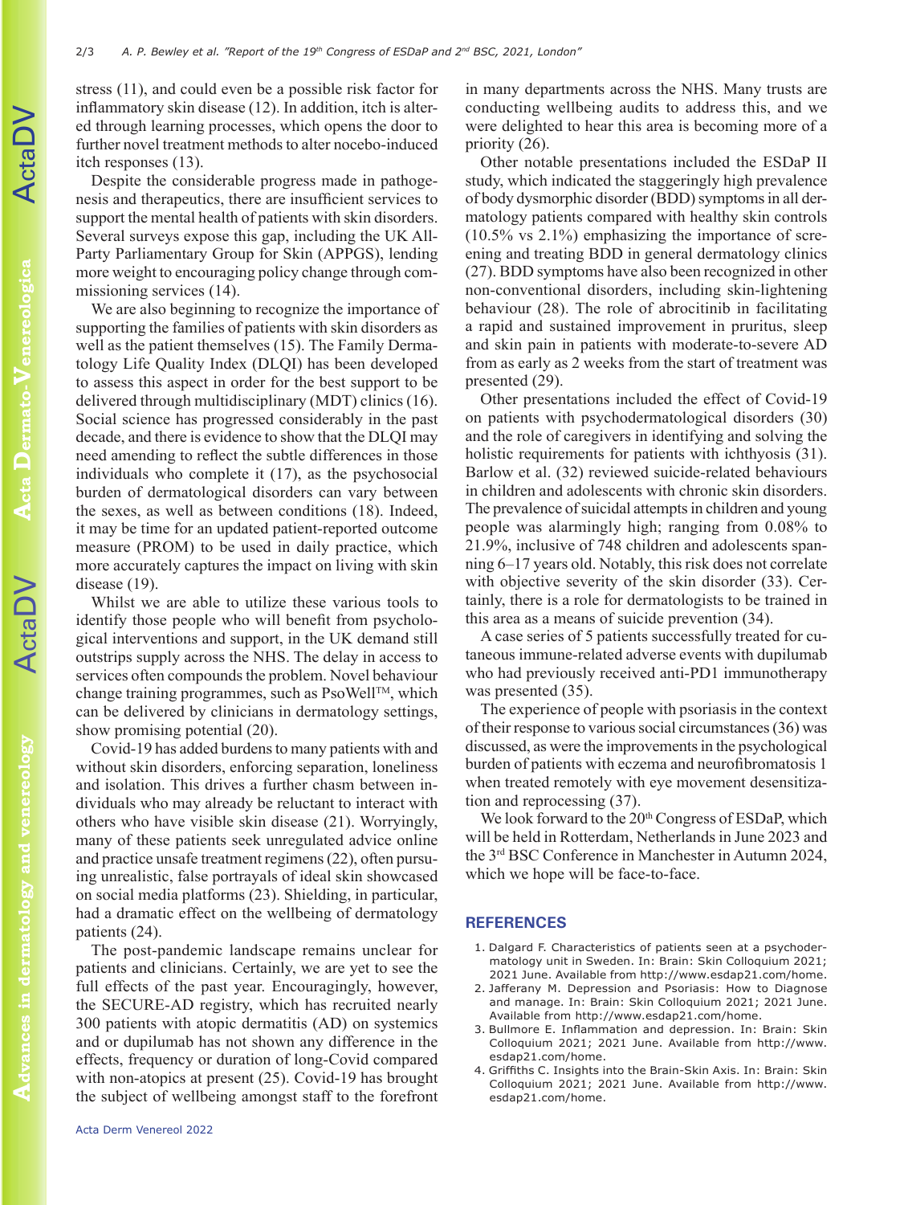stress (11), and could even be a possible risk factor for inflammatory skin disease (12). In addition, itch is altered through learning processes, which opens the door to further novel treatment methods to alter nocebo-induced itch responses (13).

Despite the considerable progress made in pathogenesis and therapeutics, there are insufficient services to support the mental health of patients with skin disorders. Several surveys expose this gap, including the UK All-Party Parliamentary Group for Skin (APPGS), lending more weight to encouraging policy change through commissioning services (14).

We are also beginning to recognize the importance of supporting the families of patients with skin disorders as well as the patient themselves (15). The Family Dermatology Life Quality Index (DLQI) has been developed to assess this aspect in order for the best support to be delivered through multidisciplinary (MDT) clinics (16). Social science has progressed considerably in the past decade, and there is evidence to show that the DLQI may need amending to reflect the subtle differences in those individuals who complete it (17), as the psychosocial burden of dermatological disorders can vary between the sexes, as well as between conditions (18). Indeed, it may be time for an updated patient-reported outcome measure (PROM) to be used in daily practice, which more accurately captures the impact on living with skin disease (19).

Whilst we are able to utilize these various tools to identify those people who will benefit from psychological interventions and support, in the UK demand still outstrips supply across the NHS. The delay in access to services often compounds the problem. Novel behaviour change training programmes, such as PsoWell™, which can be delivered by clinicians in dermatology settings, show promising potential (20).

Covid-19 has added burdens to many patients with and without skin disorders, enforcing separation, loneliness and isolation. This drives a further chasm between individuals who may already be reluctant to interact with others who have visible skin disease (21). Worryingly, many of these patients seek unregulated advice online and practice unsafe treatment regimens (22), often pursuing unrealistic, false portrayals of ideal skin showcased on social media platforms (23). Shielding, in particular, had a dramatic effect on the wellbeing of dermatology patients (24).

The post-pandemic landscape remains unclear for patients and clinicians. Certainly, we are yet to see the full effects of the past year. Encouragingly, however, the SECURE-AD registry, which has recruited nearly 300 patients with atopic dermatitis (AD) on systemics and or dupilumab has not shown any difference in the effects, frequency or duration of long-Covid compared with non-atopics at present (25). Covid-19 has brought the subject of wellbeing amongst staff to the forefront in many departments across the NHS. Many trusts are conducting wellbeing audits to address this, and we were delighted to hear this area is becoming more of a priority (26).

Other notable presentations included the ESDaP II study, which indicated the staggeringly high prevalence of body dysmorphic disorder (BDD) symptoms in all dermatology patients compared with healthy skin controls (10.5% vs 2.1%) emphasizing the importance of screening and treating BDD in general dermatology clinics (27). BDD symptoms have also been recognized in other non-conventional disorders, including skin-lightening behaviour (28). The role of abrocitinib in facilitating a rapid and sustained improvement in pruritus, sleep and skin pain in patients with moderate-to-severe AD from as early as 2 weeks from the start of treatment was presented (29).

Other presentations included the effect of Covid-19 on patients with psychodermatological disorders (30) and the role of caregivers in identifying and solving the holistic requirements for patients with ichthyosis (31). Barlow et al. (32) reviewed suicide-related behaviours in children and adolescents with chronic skin disorders. The prevalence of suicidal attempts in children and young people was alarmingly high; ranging from 0.08% to 21.9%, inclusive of 748 children and adolescents spanning 6–17 years old. Notably, this risk does not correlate with objective severity of the skin disorder (33). Certainly, there is a role for dermatologists to be trained in this area as a means of suicide prevention (34).

A case series of 5 patients successfully treated for cutaneous immune-related adverse events with dupilumab who had previously received anti-PD1 immunotherapy was presented (35).

The experience of people with psoriasis in the context of their response to various social circumstances (36) was discussed, as were the improvements in the psychological burden of patients with eczema and neurofibromatosis 1 when treated remotely with eye movement desensitization and reprocessing (37).

We look forward to the 20th Congress of ESDaP, which will be held in Rotterdam, Netherlands in June 2023 and the 3rd BSC Conference in Manchester in Autumn 2024, which we hope will be face-to-face.

## REFERENCES

1. Dalgard F. Characteristics of patients seen at a psychodermatology unit in Sweden. In: Brain: Skin Colloquium 2021; 2021 June. Available from http://www.esdap21.com/home.
2. Jafferany M. Depression and Psoriasis: How to Diagnose and manage. In: Brain: Skin Colloquium 2021; 2021 June. Available from http://www.esdap21.com/home.
3. Bullmore E. Inflammation and depression. In: Brain: Skin Colloquium 2021; 2021 June. Available from http://www.esdap21.com/home.
4. Griffiths C. Insights into the Brain-Skin Axis. In: Brain: Skin Colloquium 2021; 2021 June. Available from http://www.esdap21.com/home.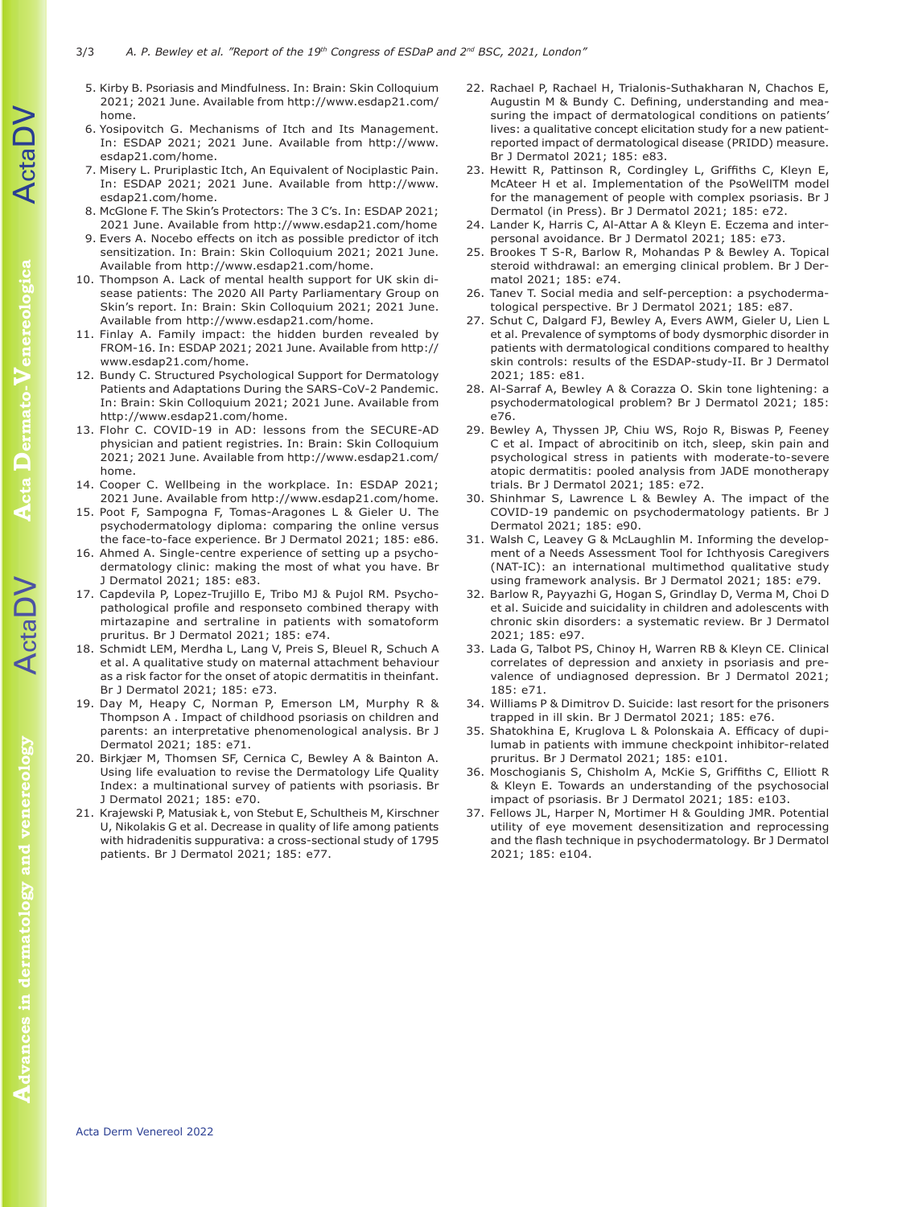5. Kirby B. Psoriasis and Mindfulness. In: Brain: Skin Colloquium 2021; 2021 June. Available from http://www.esdap21.com/home.
6. Yosipovitch G. Mechanisms of Itch and Its Management. In: ESDAP 2021; 2021 June. Available from http://www.esdap21.com/home.
7. Misery L. Pruriplastic Itch, An Equivalent of Nociplastic Pain. In: ESDAP 2021; 2021 June. Available from http://www.esdap21.com/home.
8. McGlone F. The Skin's Protectors: The 3 C's. In: ESDAP 2021; 2021 June. Available from http://www.esdap21.com/home
9. Evers A. Nocebo effects on itch as possible predictor of itch sensitization. In: Brain: Skin Colloquium 2021; 2021 June. Available from http://www.esdap21.com/home.
10. Thompson A. Lack of mental health support for UK skin disease patients: The 2020 All Party Parliamentary Group on Skin's report. In: Brain: Skin Colloquium 2021; 2021 June. Available from http://www.esdap21.com/home.
11. Finlay A. Family impact: the hidden burden revealed by FROM-16. In: ESDAP 2021; 2021 June. Available from http://www.esdap21.com/home.
12. Bundy C. Structured Psychological Support for Dermatology Patients and Adaptations During the SARS-CoV-2 Pandemic. In: Brain: Skin Colloquium 2021; 2021 June. Available from http://www.esdap21.com/home.
13. Flohr C. COVID-19 in AD: lessons from the SECURE-AD physician and patient registries. In: Brain: Skin Colloquium 2021; 2021 June. Available from http://www.esdap21.com/home.
14. Cooper C. Wellbeing in the workplace. In: ESDAP 2021; 2021 June. Available from http://www.esdap21.com/home.
15. Poot F, Sampogna F, Tomas-Aragones L & Gieler U. The psychodermatology diploma: comparing the online versus the face-to-face experience. Br J Dermatol 2021; 185: e86.
16. Ahmed A. Single-centre experience of setting up a psychodermatology clinic: making the most of what you have. Br J Dermatol 2021; 185: e83.
17. Capdevila P, Lopez-Trujillo E, Tribo MJ & Pujol RM. Psychopathological profile and responseto combined therapy with mirtazapine and sertraline in patients with somatoform pruritus. Br J Dermatol 2021; 185: e74.
18. Schmidt LEM, Merdha L, Lang V, Preis S, Bleuel R, Schuch A et al. A qualitative study on maternal attachment behaviour as a risk factor for the onset of atopic dermatitis in theinfant. Br J Dermatol 2021; 185: e73.
19. Day M, Heapy C, Norman P, Emerson LM, Murphy R & Thompson A . Impact of childhood psoriasis on children and parents: an interpretative phenomenological analysis. Br J Dermatol 2021; 185: e71.
20. Birkjær M, Thomsen SF, Cernica C, Bewley A & Bainton A. Using life evaluation to revise the Dermatology Life Quality Index: a multinational survey of patients with psoriasis. Br J Dermatol 2021; 185: e70.
21. Krajewski P, Matusiak Ł, von Stebut E, Schultheis M, Kirschner U, Nikolakis G et al. Decrease in quality of life among patients with hidradenitis suppurativa: a cross-sectional study of 1795 patients. Br J Dermatol 2021; 185: e77.
22. Rachael P, Rachael H, Trialonis-Suthakharan N, Chachos E, Augustin M & Bundy C. Defining, understanding and measuring the impact of dermatological conditions on patients' lives: a qualitative concept elicitation study for a new patient-reported impact of dermatological disease (PRIDD) measure. Br J Dermatol 2021; 185: e83.
23. Hewitt R, Pattinson R, Cordingley L, Griffiths C, Kleyn E, McAteer H et al. Implementation of the PsoWellTM model for the management of people with complex psoriasis. Br J Dermatol (in Press). Br J Dermatol 2021; 185: e72.
24. Lander K, Harris C, Al-Attar A & Kleyn E. Eczema and interpersonal avoidance. Br J Dermatol 2021; 185: e73.
25. Brookes T S-R, Barlow R, Mohandas P & Bewley A. Topical steroid withdrawal: an emerging clinical problem. Br J Dermatol 2021; 185: e74.
26. Tanev T. Social media and self-perception: a psychodermatological perspective. Br J Dermatol 2021; 185: e87.
27. Schut C, Dalgard FJ, Bewley A, Evers AWM, Gieler U, Lien L et al. Prevalence of symptoms of body dysmorphic disorder in patients with dermatological conditions compared to healthy skin controls: results of the ESDAP-study-II. Br J Dermatol 2021; 185: e81.
28. Al-Sarraf A, Bewley A & Corazza O. Skin tone lightening: a psychodermatological problem? Br J Dermatol 2021; 185: e76.
29. Bewley A, Thyssen JP, Chiu WS, Rojo R, Biswas P, Feeney C et al. Impact of abrocitinib on itch, sleep, skin pain and psychological stress in patients with moderate-to-severe atopic dermatitis: pooled analysis from JADE monotherapy trials. Br J Dermatol 2021; 185: e72.
30. Shinhmar S, Lawrence L & Bewley A. The impact of the COVID-19 pandemic on psychodermatology patients. Br J Dermatol 2021; 185: e90.
31. Walsh C, Leavey G & McLaughlin M. Informing the development of a Needs Assessment Tool for Ichthyosis Caregivers (NAT-IC): an international multimethod qualitative study using framework analysis. Br J Dermatol 2021; 185: e79.
32. Barlow R, Payyazhi G, Hogan S, Grindlay D, Verma M, Choi D et al. Suicide and suicidality in children and adolescents with chronic skin disorders: a systematic review. Br J Dermatol 2021; 185: e97.
33. Lada G, Talbot PS, Chinoy H, Warren RB & Kleyn CE. Clinical correlates of depression and anxiety in psoriasis and prevalence of undiagnosed depression. Br J Dermatol 2021; 185: e71.
34. Williams P & Dimitrov D. Suicide: last resort for the prisoners trapped in ill skin. Br J Dermatol 2021; 185: e76.
35. Shatokhina E, Kruglova L & Polonskaia A. Efficacy of dupilumab in patients with immune checkpoint inhibitor-related pruritus. Br J Dermatol 2021; 185: e101.
36. Moschogianis S, Chisholm A, McKie S, Griffiths C, Elliott R & Kleyn E. Towards an understanding of the psychosocial impact of psoriasis. Br J Dermatol 2021; 185: e103.
37. Fellows JL, Harper N, Mortimer H & Goulding JMR. Potential utility of eye movement desensitization and reprocessing and the flash technique in psychodermatology. Br J Dermatol 2021; 185: e104.